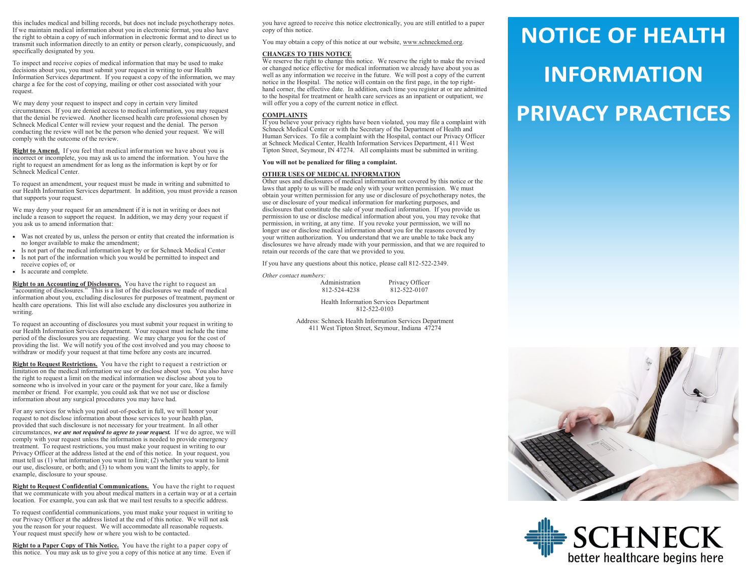this includes medical and billing records, but does not include psychotherapy notes. If we maintain medical information about you in electronic format, you also have the right to obtain a copy of such information in electronic format and to direct us to transmit such information directly to an entity or person clearly, conspicuously, and specifically designated by you.

To inspect and receive copies of medical information that may be used to make decisions about you, you must submit your request in writing to our Health Information Services department. If you request a copy of the information, we may charge a fee for the cost of copying, mailing or other cost associated with your request.

We may deny your request to inspect and copy in certain very limited circumstances. If you are denied access to medical information, you may request that the denial be reviewed. Another licensed health care professional chosen by Schneck Medical Center will review your request and the denial. The person conducting the review will not be the person who denied your request. We will comply with the outcome of the review.

**Right to Amend.** If you feel that medical information we have about you is incorrect or incomplete, you may ask us to amend the information. You have the right to request an amendment for as long as the information is kept by or for Schneck Medical Center.

To request an amendment, your request must be made in writing and submitted to our Health Information Services department. In addition, you must provide a reason that supports your request.

We may deny your request for an amendment if it is not in writing or does not include a reason to support the request. In addition, we may deny your request if you ask us to amend information that:

- Was not created by us, unless the person or entity that created the information is no longer available to make the amendment;
- Is not part of the medical information kept by or for Schneck Medical Center
- Is not part of the information which you would be permitted to inspect and receive copies of; or
- Is accurate and complete.

**Right to an Accounting of Disclosures.** You have the right to request an "accounting of disclosures." This is a list of the disclosures we made of medical information about you, excluding disclosures for purposes of treatment, payment or health care operations. This list will also exclude any disclosures you authorize in writing.

To request an accounting of disclosures you must submit your request in writing to our Health Information Services department. Your request must include the time period of the disclosures you are requesting. We may charge you for the cost of providing the list. We will notify you of the cost involved and you may choose to withdraw or modify your request at that time before any costs are incurred.

**Right to Request Restrictions.** You have the right to request a restriction or limitation on the medical information we use or disclose about you. You also have the right to request a limit on the medical information we disclose about you to someone who is involved in your care or the payment for your care, like a family member or friend. For example, you could ask that we not use or disclose information about any surgical procedures you may have had.

For any services for which you paid out-of-pocket in full, we will honor your request to not disclose information about those services to your health plan, provided that such disclosure is not necessary for your treatment. In all other circumstances, ***we are not required to agree to your request.*** If we do agree, we will comply with your request unless the information is needed to provide emergency treatment. To request restrictions, you must make your request in writing to our Privacy Officer at the address listed at the end of this notice. In your request, you must tell us (1) what information you want to limit; (2) whether you want to limit our use, disclosure, or both; and (3) to whom you want the limits to apply, for example, disclosure to your spouse.

**Right to Request Confidential Communications.** You have the right to request that we communicate with you about medical matters in a certain way or at a certain location. For example, you can ask that we mail test results to a specific address.

To request confidential communications, you must make your request in writing to our Privacy Officer at the address listed at the end of this notice. We will not ask you the reason for your request. We will accommodate all reasonable requests. Your request must specify how or where you wish to be contacted.

**Right to a Paper Copy of This Notice.** You have the right to a paper copy of this notice. You may ask us to give you a copy of this notice at any time. Even if you have agreed to receive this notice electronically, you are still entitled to a paper copy of this notice.

You may obtain a copy of this notice at our website, www.schneckmed.org.

## CHANGES TO THIS NOTICE

We reserve the right to change this notice. We reserve the right to make the revised or changed notice effective for medical information we already have about you as well as any information we receive in the future. We will post a copy of the current notice in the Hospital. The notice will contain on the first page, in the top right-hand corner, the effective date. In addition, each time you register at or are admitted to the hospital for treatment or health care services as an inpatient or outpatient, we will offer you a copy of the current notice in effect.

## COMPLAINTS

If you believe your privacy rights have been violated, you may file a complaint with Schneck Medical Center or with the Secretary of the Department of Health and Human Services. To file a complaint with the Hospital, contact our Privacy Officer at Schneck Medical Center, Health Information Services Department, 411 West Tipton Street, Seymour, IN 47274. All complaints must be submitted in writing.

**You will not be penalized for filing a complaint.**

## OTHER USES OF MEDICAL INFORMATION

Other uses and disclosures of medical information not covered by this notice or the laws that apply to us will be made only with your written permission. We must obtain your written permission for any use or disclosure of psychotherapy notes, the use or disclosure of your medical information for marketing purposes, and disclosures that constitute the sale of your medical information. If you provide us permission to use or disclose medical information about you, you may revoke that permission, in writing, at any time. If you revoke your permission, we will no longer use or disclose medical information about you for the reasons covered by your written authorization. You understand that we are unable to take back any disclosures we have already made with your permission, and that we are required to retain our records of the care that we provided to you.

If you have any questions about this notice, please call 812-522-2349.

*Other contact numbers:*

Administration
812-524-4238

Privacy Officer
812-522-0107

Health Information Services Department
812-522-0103

Address: Schneck Health Information Services Department
411 West Tipton Street, Seymour, Indiana 47274

# NOTICE OF HEALTH INFORMATION PRIVACY PRACTICES

SCHNECK
better healthcare begins here